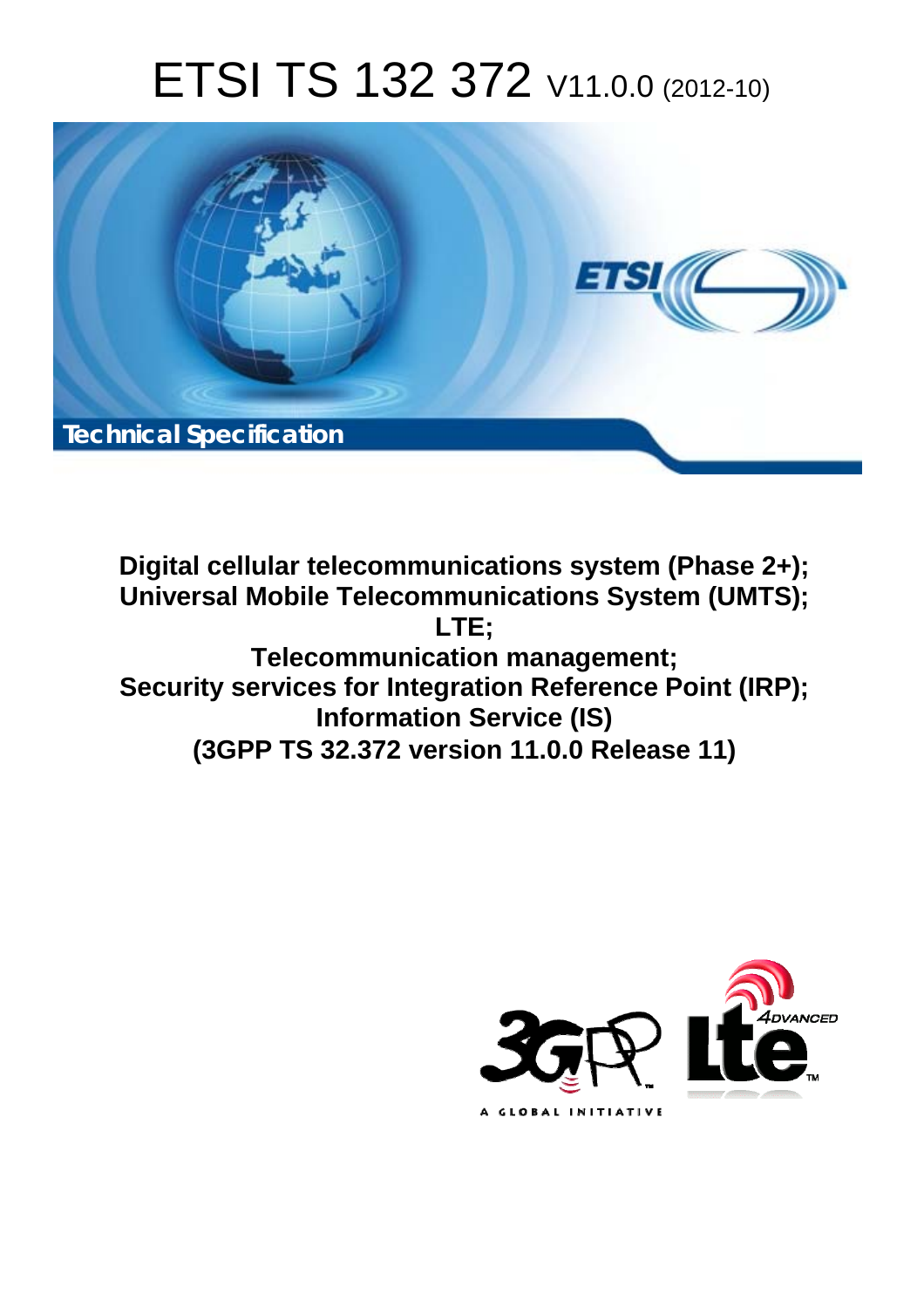# ETSI TS 132 372 V11.0.0 (2012-10)

**Technical Specification**

**Digital cellular telecommunications system (Phase 2+);**
**Universal Mobile Telecommunications System (UMTS);**
**LTE;**
**Telecommunication management;**
**Security services for Integration Reference Point (IRP);**
**Information Service (IS)**
**(3GPP TS 32.372 version 11.0.0 Release 11)**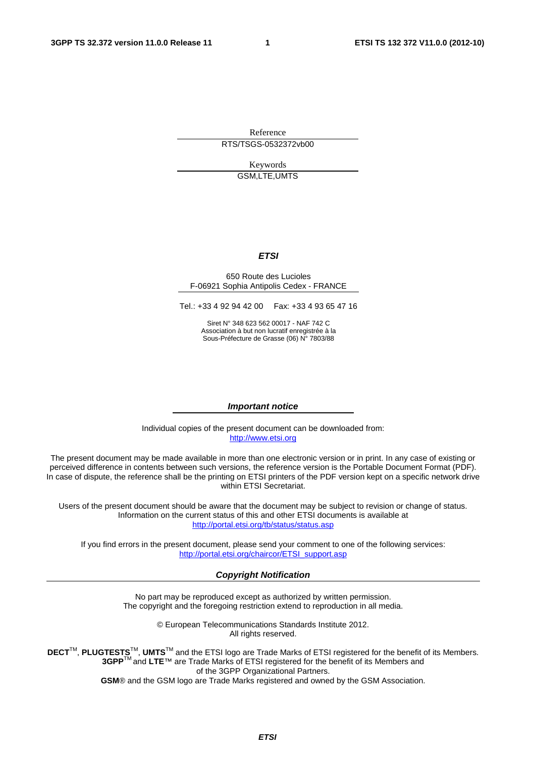Reference

RTS/TSGS-0532372vb00

Keywords

GSM,LTE,UMTS

***ETSI***

650 Route des Lucioles
F-06921 Sophia Antipolis Cedex - FRANCE

Tel.: +33 4 92 94 42 00   Fax: +33 4 93 65 47 16

Siret N° 348 623 562 00017 - NAF 742 C
Association à but non lucratif enregistrée à la
Sous-Préfecture de Grasse (06) N° 7803/88

***Important notice***

Individual copies of the present document can be downloaded from:
http://www.etsi.org

The present document may be made available in more than one electronic version or in print. In any case of existing or perceived difference in contents between such versions, the reference version is the Portable Document Format (PDF). In case of dispute, the reference shall be the printing on ETSI printers of the PDF version kept on a specific network drive within ETSI Secretariat.

Users of the present document should be aware that the document may be subject to revision or change of status. Information on the current status of this and other ETSI documents is available at
http://portal.etsi.org/tb/status/status.asp

If you find errors in the present document, please send your comment to one of the following services:
http://portal.etsi.org/chaircor/ETSI_support.asp

***Copyright Notification***

No part may be reproduced except as authorized by written permission.
The copyright and the foregoing restriction extend to reproduction in all media.

© European Telecommunications Standards Institute 2012.
All rights reserved.

**DECT**™, **PLUGTESTS**™, **UMTS**™ and the ETSI logo are Trade Marks of ETSI registered for the benefit of its Members.
**3GPP**™ and **LTE**™ are Trade Marks of ETSI registered for the benefit of its Members and of the 3GPP Organizational Partners.
**GSM**® and the GSM logo are Trade Marks registered and owned by the GSM Association.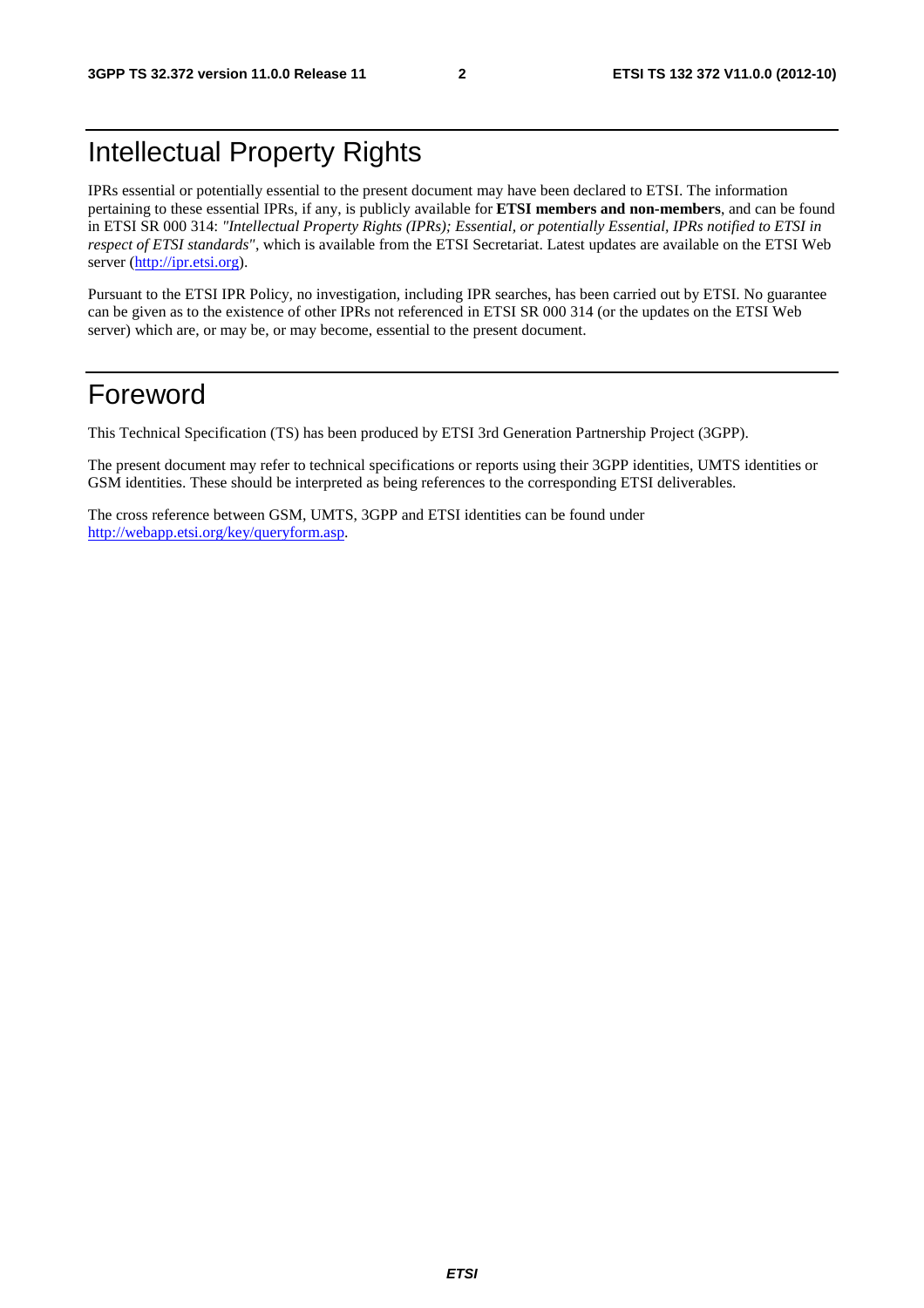# Intellectual Property Rights

IPRs essential or potentially essential to the present document may have been declared to ETSI. The information pertaining to these essential IPRs, if any, is publicly available for **ETSI members and non-members**, and can be found in ETSI SR 000 314: *"Intellectual Property Rights (IPRs); Essential, or potentially Essential, IPRs notified to ETSI in respect of ETSI standards"*, which is available from the ETSI Secretariat. Latest updates are available on the ETSI Web server (http://ipr.etsi.org).

Pursuant to the ETSI IPR Policy, no investigation, including IPR searches, has been carried out by ETSI. No guarantee can be given as to the existence of other IPRs not referenced in ETSI SR 000 314 (or the updates on the ETSI Web server) which are, or may be, or may become, essential to the present document.

# Foreword

This Technical Specification (TS) has been produced by ETSI 3rd Generation Partnership Project (3GPP).

The present document may refer to technical specifications or reports using their 3GPP identities, UMTS identities or GSM identities. These should be interpreted as being references to the corresponding ETSI deliverables.

The cross reference between GSM, UMTS, 3GPP and ETSI identities can be found under http://webapp.etsi.org/key/queryform.asp.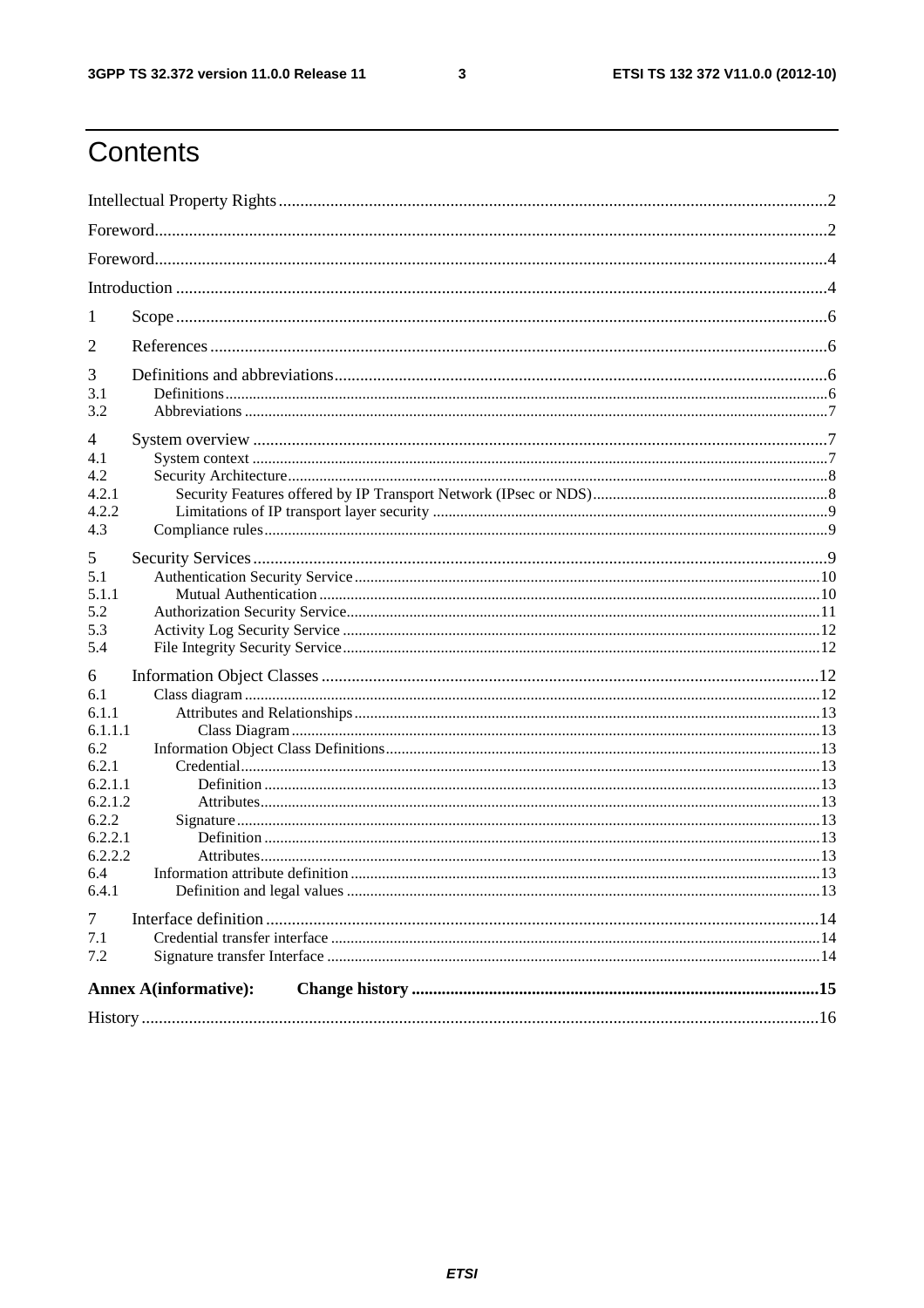# Contents

Intellectual Property Rights ..... 2

Foreword ..... 2

Foreword ..... 4

Introduction ..... 4

1 Scope ..... 6

2 References ..... 6

3 Definitions and abbreviations ..... 6
- 3.1 Definitions ..... 6
- 3.2 Abbreviations ..... 7

4 System overview ..... 7
- 4.1 System context ..... 7
- 4.2 Security Architecture ..... 8
  - 4.2.1 Security Features offered by IP Transport Network (IPsec or NDS) ..... 8
  - 4.2.2 Limitations of IP transport layer security ..... 9
- 4.3 Compliance rules ..... 9

5 Security Services ..... 9
- 5.1 Authentication Security Service ..... 10
  - 5.1.1 Mutual Authentication ..... 10
- 5.2 Authorization Security Service ..... 11
- 5.3 Activity Log Security Service ..... 12
- 5.4 File Integrity Security Service ..... 12

6 Information Object Classes ..... 12
- 6.1 Class diagram ..... 12
  - 6.1.1 Attributes and Relationships ..... 13
    - 6.1.1.1 Class Diagram ..... 13
- 6.2 Information Object Class Definitions ..... 13
  - 6.2.1 Credential ..... 13
    - 6.2.1.1 Definition ..... 13
    - 6.2.1.2 Attributes ..... 13
  - 6.2.2 Signature ..... 13
    - 6.2.2.1 Definition ..... 13
    - 6.2.2.2 Attributes ..... 13
- 6.4 Information attribute definition ..... 13
  - 6.4.1 Definition and legal values ..... 13

7 Interface definition ..... 14
- 7.1 Credential transfer interface ..... 14
- 7.2 Signature transfer Interface ..... 14

**Annex A(informative): Change history ..... 15**

History ..... 16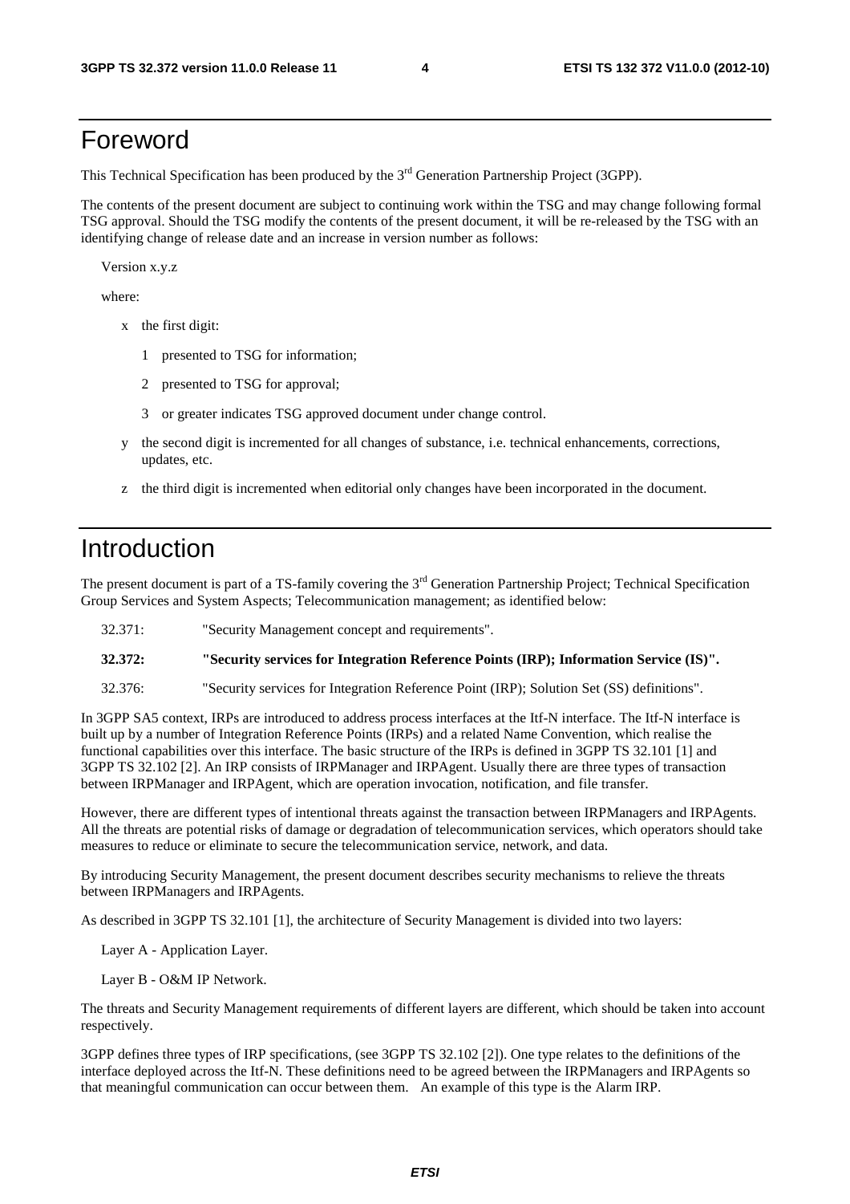# Foreword

This Technical Specification has been produced by the 3rd Generation Partnership Project (3GPP).

The contents of the present document are subject to continuing work within the TSG and may change following formal TSG approval. Should the TSG modify the contents of the present document, it will be re-released by the TSG with an identifying change of release date and an increase in version number as follows:

Version x.y.z

where:

- x the first digit:
  - 1 presented to TSG for information;
  - 2 presented to TSG for approval;
  - 3 or greater indicates TSG approved document under change control.
- y the second digit is incremented for all changes of substance, i.e. technical enhancements, corrections, updates, etc.
- z the third digit is incremented when editorial only changes have been incorporated in the document.

# Introduction

The present document is part of a TS-family covering the 3rd Generation Partnership Project; Technical Specification Group Services and System Aspects; Telecommunication management; as identified below:

32.371: "Security Management concept and requirements".

**32.372: "Security services for Integration Reference Points (IRP); Information Service (IS)".**

32.376: "Security services for Integration Reference Point (IRP); Solution Set (SS) definitions".

In 3GPP SA5 context, IRPs are introduced to address process interfaces at the Itf-N interface. The Itf-N interface is built up by a number of Integration Reference Points (IRPs) and a related Name Convention, which realise the functional capabilities over this interface. The basic structure of the IRPs is defined in 3GPP TS 32.101 [1] and 3GPP TS 32.102 [2]. An IRP consists of IRPManager and IRPAgent. Usually there are three types of transaction between IRPManager and IRPAgent, which are operation invocation, notification, and file transfer.

However, there are different types of intentional threats against the transaction between IRPManagers and IRPAgents. All the threats are potential risks of damage or degradation of telecommunication services, which operators should take measures to reduce or eliminate to secure the telecommunication service, network, and data.

By introducing Security Management, the present document describes security mechanisms to relieve the threats between IRPManagers and IRPAgents.

As described in 3GPP TS 32.101 [1], the architecture of Security Management is divided into two layers:

Layer A - Application Layer.

Layer B - O&M IP Network.

The threats and Security Management requirements of different layers are different, which should be taken into account respectively.

3GPP defines three types of IRP specifications, (see 3GPP TS 32.102 [2]). One type relates to the definitions of the interface deployed across the Itf-N. These definitions need to be agreed between the IRPManagers and IRPAgents so that meaningful communication can occur between them. An example of this type is the Alarm IRP.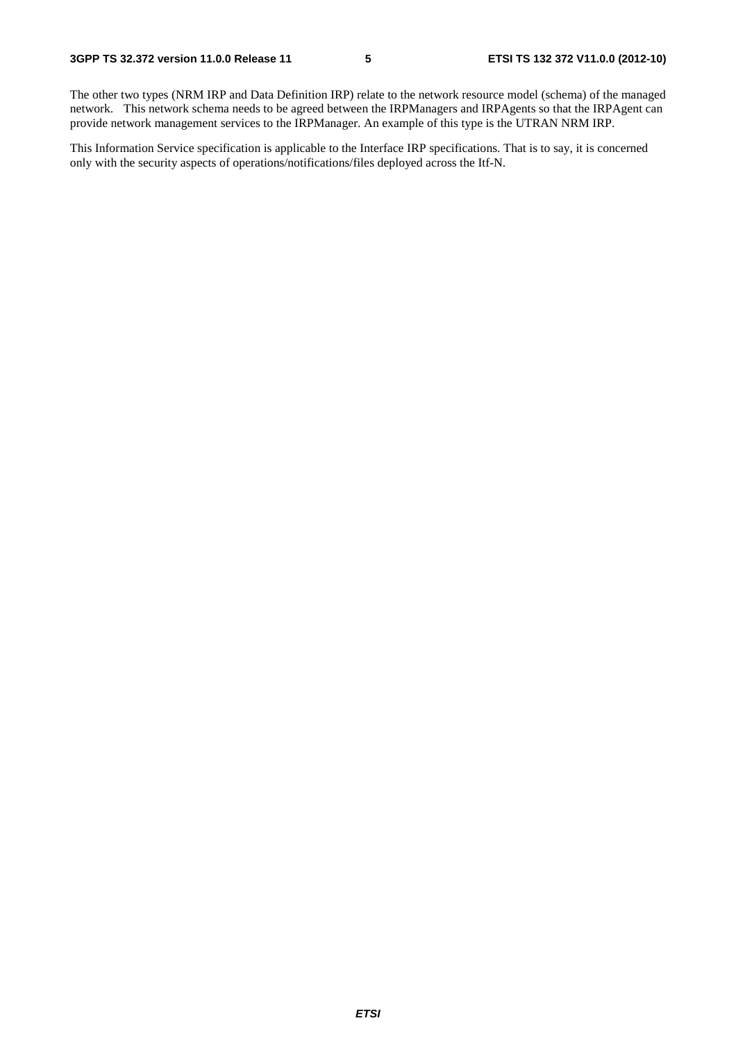The other two types (NRM IRP and Data Definition IRP) relate to the network resource model (schema) of the managed network. This network schema needs to be agreed between the IRPManagers and IRPAgents so that the IRPAgent can provide network management services to the IRPManager. An example of this type is the UTRAN NRM IRP.

This Information Service specification is applicable to the Interface IRP specifications. That is to say, it is concerned only with the security aspects of operations/notifications/files deployed across the Itf-N.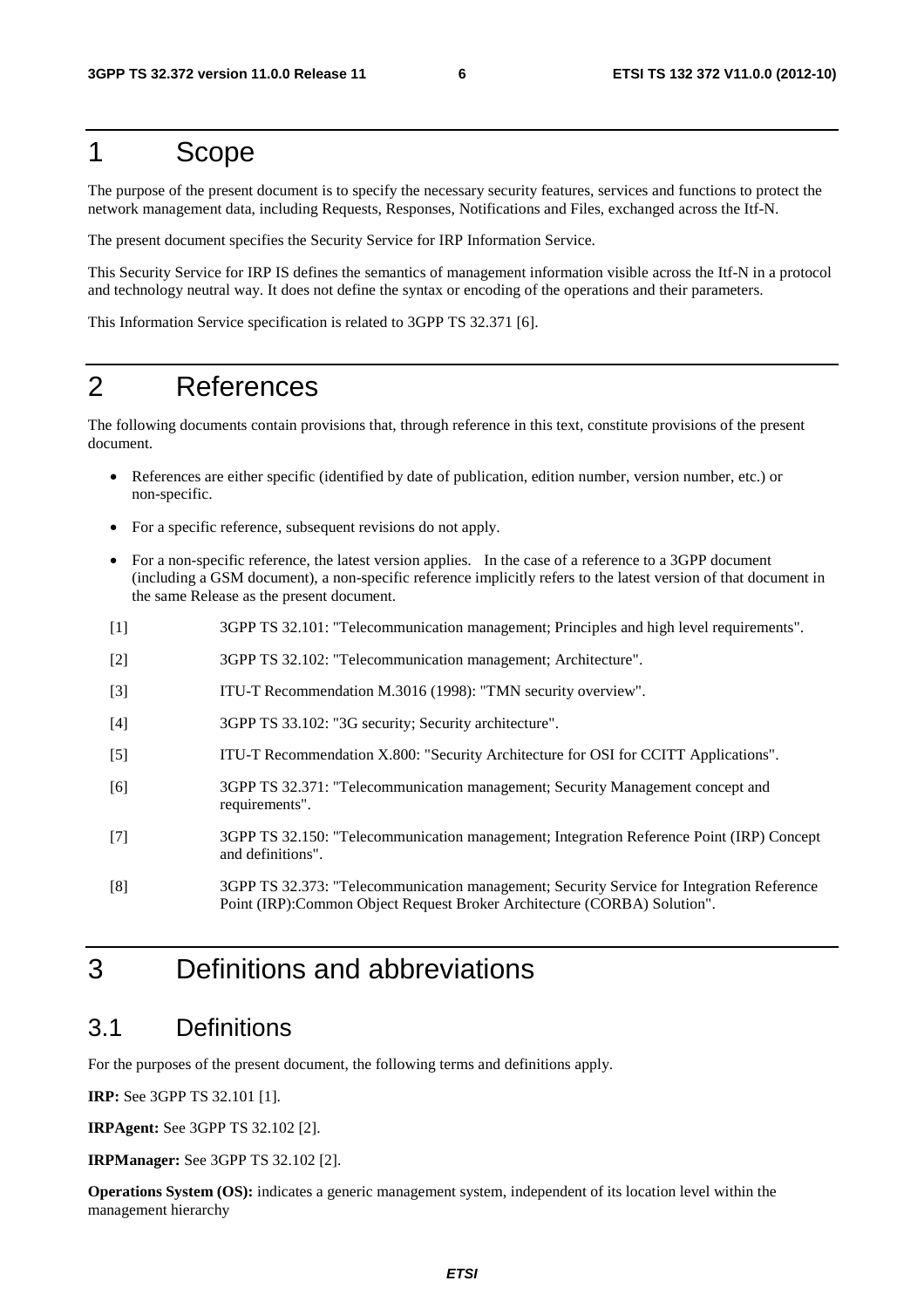# 1 Scope

The purpose of the present document is to specify the necessary security features, services and functions to protect the network management data, including Requests, Responses, Notifications and Files, exchanged across the Itf-N.

The present document specifies the Security Service for IRP Information Service.

This Security Service for IRP IS defines the semantics of management information visible across the Itf-N in a protocol and technology neutral way. It does not define the syntax or encoding of the operations and their parameters.

This Information Service specification is related to 3GPP TS 32.371 [6].

# 2 References

The following documents contain provisions that, through reference in this text, constitute provisions of the present document.

- References are either specific (identified by date of publication, edition number, version number, etc.) or non-specific.
- For a specific reference, subsequent revisions do not apply.
- For a non-specific reference, the latest version applies. In the case of a reference to a 3GPP document (including a GSM document), a non-specific reference implicitly refers to the latest version of that document in the same Release as the present document.

[1] 3GPP TS 32.101: "Telecommunication management; Principles and high level requirements".

[2] 3GPP TS 32.102: "Telecommunication management; Architecture".

[3] ITU-T Recommendation M.3016 (1998): "TMN security overview".

[4] 3GPP TS 33.102: "3G security; Security architecture".

[5] ITU-T Recommendation X.800: "Security Architecture for OSI for CCITT Applications".

[6] 3GPP TS 32.371: "Telecommunication management; Security Management concept and requirements".

[7] 3GPP TS 32.150: "Telecommunication management; Integration Reference Point (IRP) Concept and definitions".

[8] 3GPP TS 32.373: "Telecommunication management; Security Service for Integration Reference Point (IRP):Common Object Request Broker Architecture (CORBA) Solution".

# 3 Definitions and abbreviations

## 3.1 Definitions

For the purposes of the present document, the following terms and definitions apply.

**IRP:** See 3GPP TS 32.101 [1].

**IRPAgent:** See 3GPP TS 32.102 [2].

**IRPManager:** See 3GPP TS 32.102 [2].

**Operations System (OS):** indicates a generic management system, independent of its location level within the management hierarchy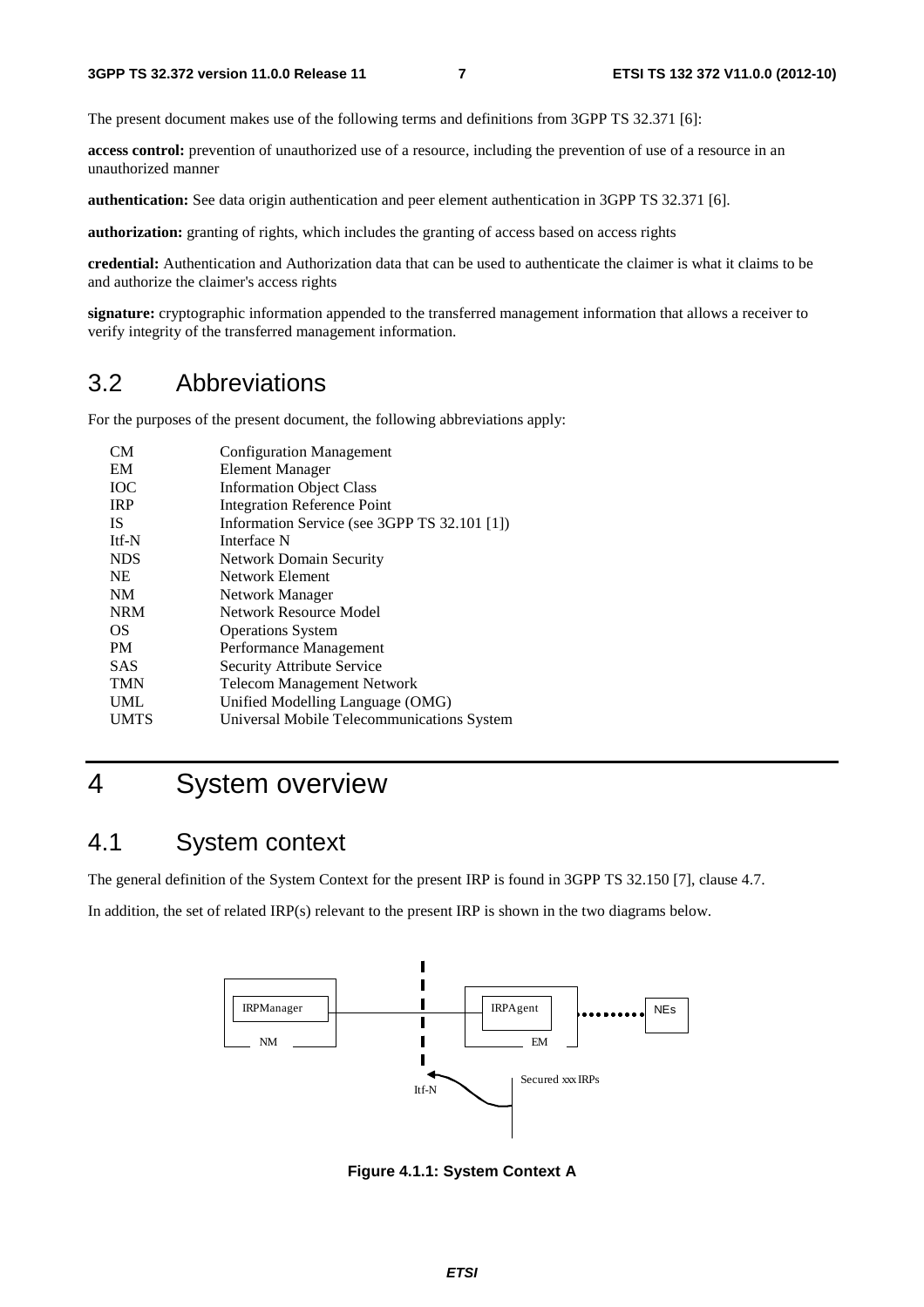The present document makes use of the following terms and definitions from 3GPP TS 32.371 [6]:

**access control:** prevention of unauthorized use of a resource, including the prevention of use of a resource in an unauthorized manner

**authentication:** See data origin authentication and peer element authentication in 3GPP TS 32.371 [6].

**authorization:** granting of rights, which includes the granting of access based on access rights

**credential:** Authentication and Authorization data that can be used to authenticate the claimer is what it claims to be and authorize the claimer's access rights

**signature:** cryptographic information appended to the transferred management information that allows a receiver to verify integrity of the transferred management information.

## 3.2 Abbreviations

For the purposes of the present document, the following abbreviations apply:

| | |
|---|---|
| CM | Configuration Management |
| EM | Element Manager |
| IOC | Information Object Class |
| IRP | Integration Reference Point |
| IS | Information Service (see 3GPP TS 32.101 [1]) |
| Itf-N | Interface N |
| NDS | Network Domain Security |
| NE | Network Element |
| NM | Network Manager |
| NRM | Network Resource Model |
| OS | Operations System |
| PM | Performance Management |
| SAS | Security Attribute Service |
| TMN | Telecom Management Network |
| UML | Unified Modelling Language (OMG) |
| UMTS | Universal Mobile Telecommunications System |

# 4 System overview

## 4.1 System context

The general definition of the System Context for the present IRP is found in 3GPP TS 32.150 [7], clause 4.7.

In addition, the set of related IRP(s) relevant to the present IRP is shown in the two diagrams below.

IRPManager | NM | IRPAgent | EM | NEs | Itf-N | Secured xxx IRPs

**Figure 4.1.1: System Context A**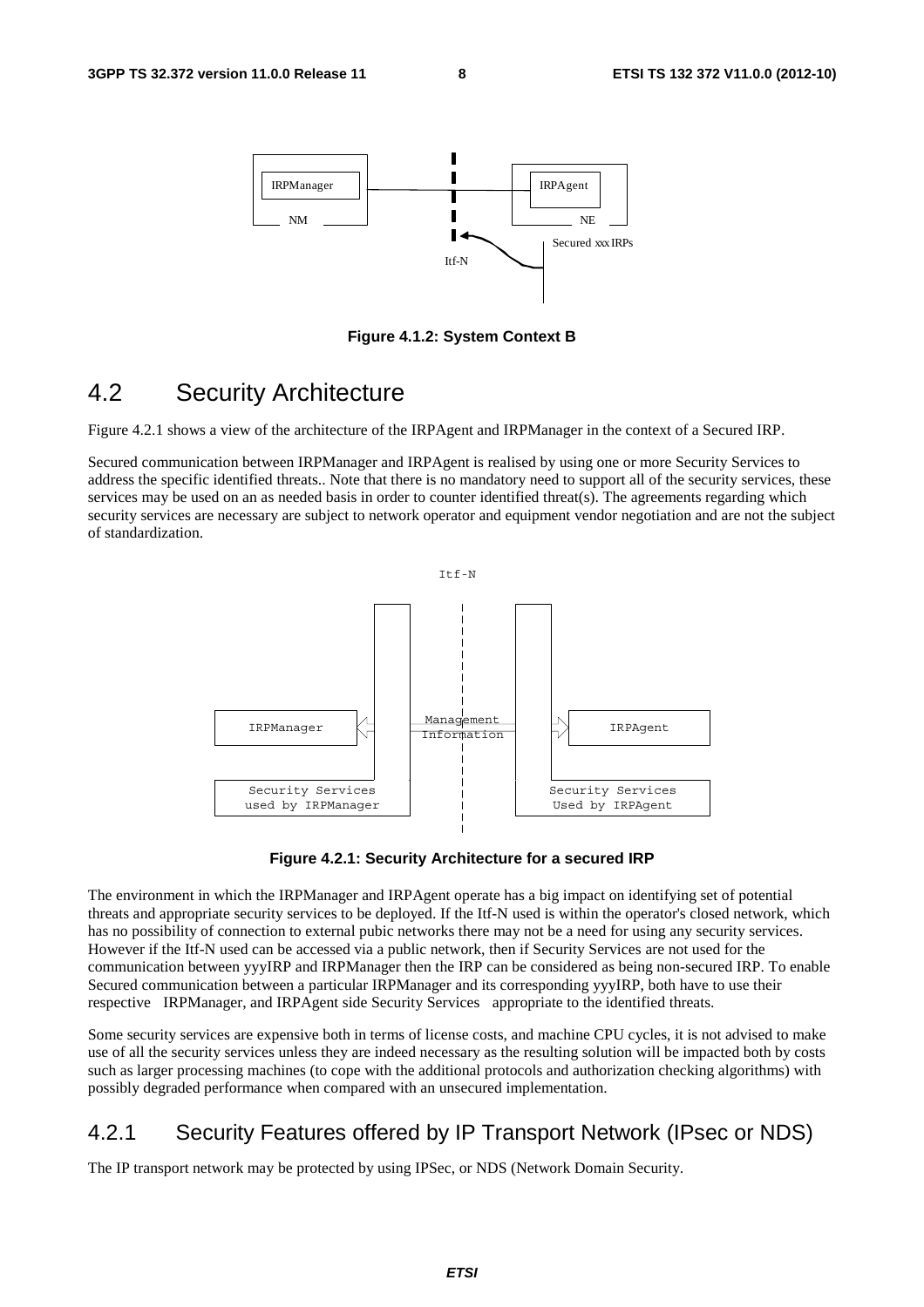**Figure 4.1.2: System Context B**

## 4.2 Security Architecture

Figure 4.2.1 shows a view of the architecture of the IRPAgent and IRPManager in the context of a Secured IRP.

Secured communication between IRPManager and IRPAgent is realised by using one or more Security Services to address the specific identified threats.. Note that there is no mandatory need to support all of the security services, these services may be used on an as needed basis in order to counter identified threat(s). The agreements regarding which security services are necessary are subject to network operator and equipment vendor negotiation and are not the subject of standardization.

**Figure 4.2.1: Security Architecture for a secured IRP**

The environment in which the IRPManager and IRPAgent operate has a big impact on identifying set of potential threats and appropriate security services to be deployed. If the Itf-N used is within the operator's closed network, which has no possibility of connection to external pubic networks there may not be a need for using any security services. However if the Itf-N used can be accessed via a public network, then if Security Services are not used for the communication between yyyIRP and IRPManager then the IRP can be considered as being non-secured IRP. To enable Secured communication between a particular IRPManager and its corresponding yyyIRP, both have to use their respective IRPManager, and IRPAgent side Security Services appropriate to the identified threats.

Some security services are expensive both in terms of license costs, and machine CPU cycles, it is not advised to make use of all the security services unless they are indeed necessary as the resulting solution will be impacted both by costs such as larger processing machines (to cope with the additional protocols and authorization checking algorithms) with possibly degraded performance when compared with an unsecured implementation.

### 4.2.1 Security Features offered by IP Transport Network (IPsec or NDS)

The IP transport network may be protected by using IPSec, or NDS (Network Domain Security.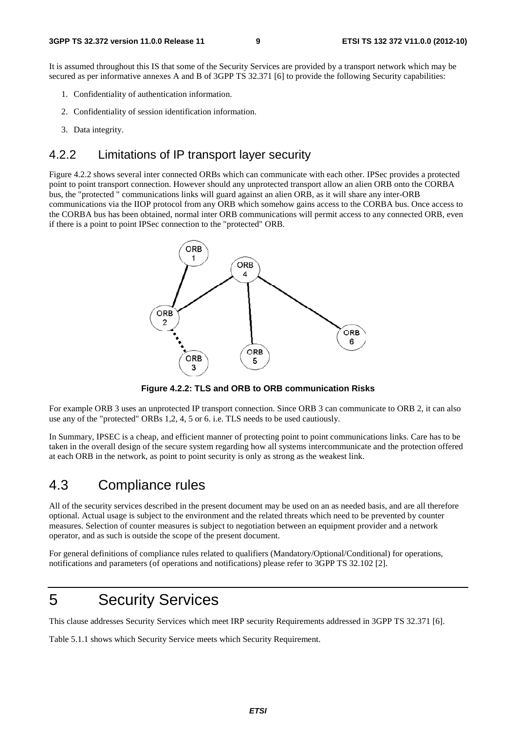It is assumed throughout this IS that some of the Security Services are provided by a transport network which may be secured as per informative annexes A and B of 3GPP TS 32.371 [6] to provide the following Security capabilities:

1. Confidentiality of authentication information.
2. Confidentiality of session identification information.
3. Data integrity.

### 4.2.2 Limitations of IP transport layer security

Figure 4.2.2 shows several inter connected ORBs which can communicate with each other. IPSec provides a protected point to point transport connection. However should any unprotected transport allow an alien ORB onto the CORBA bus, the "protected " communications links will guard against an alien ORB, as it will share any inter-ORB communications via the IIOP protocol from any ORB which somehow gains access to the CORBA bus. Once access to the CORBA bus has been obtained, normal inter ORB communications will permit access to any connected ORB, even if there is a point to point IPSec connection to the "protected" ORB.

**Figure 4.2.2: TLS and ORB to ORB communication Risks**

For example ORB 3 uses an unprotected IP transport connection. Since ORB 3 can communicate to ORB 2, it can also use any of the "protected" ORBs 1,2, 4, 5 or 6. i.e. TLS needs to be used cautiously.

In Summary, IPSEC is a cheap, and efficient manner of protecting point to point communications links. Care has to be taken in the overall design of the secure system regarding how all systems intercommunicate and the protection offered at each ORB in the network, as point to point security is only as strong as the weakest link.

## 4.3 Compliance rules

All of the security services described in the present document may be used on an as needed basis, and are all therefore optional. Actual usage is subject to the environment and the related threats which need to be prevented by counter measures. Selection of counter measures is subject to negotiation between an equipment provider and a network operator, and as such is outside the scope of the present document.

For general definitions of compliance rules related to qualifiers (Mandatory/Optional/Conditional) for operations, notifications and parameters (of operations and notifications) please refer to 3GPP TS 32.102 [2].

# 5 Security Services

This clause addresses Security Services which meet IRP security Requirements addressed in 3GPP TS 32.371 [6].

Table 5.1.1 shows which Security Service meets which Security Requirement.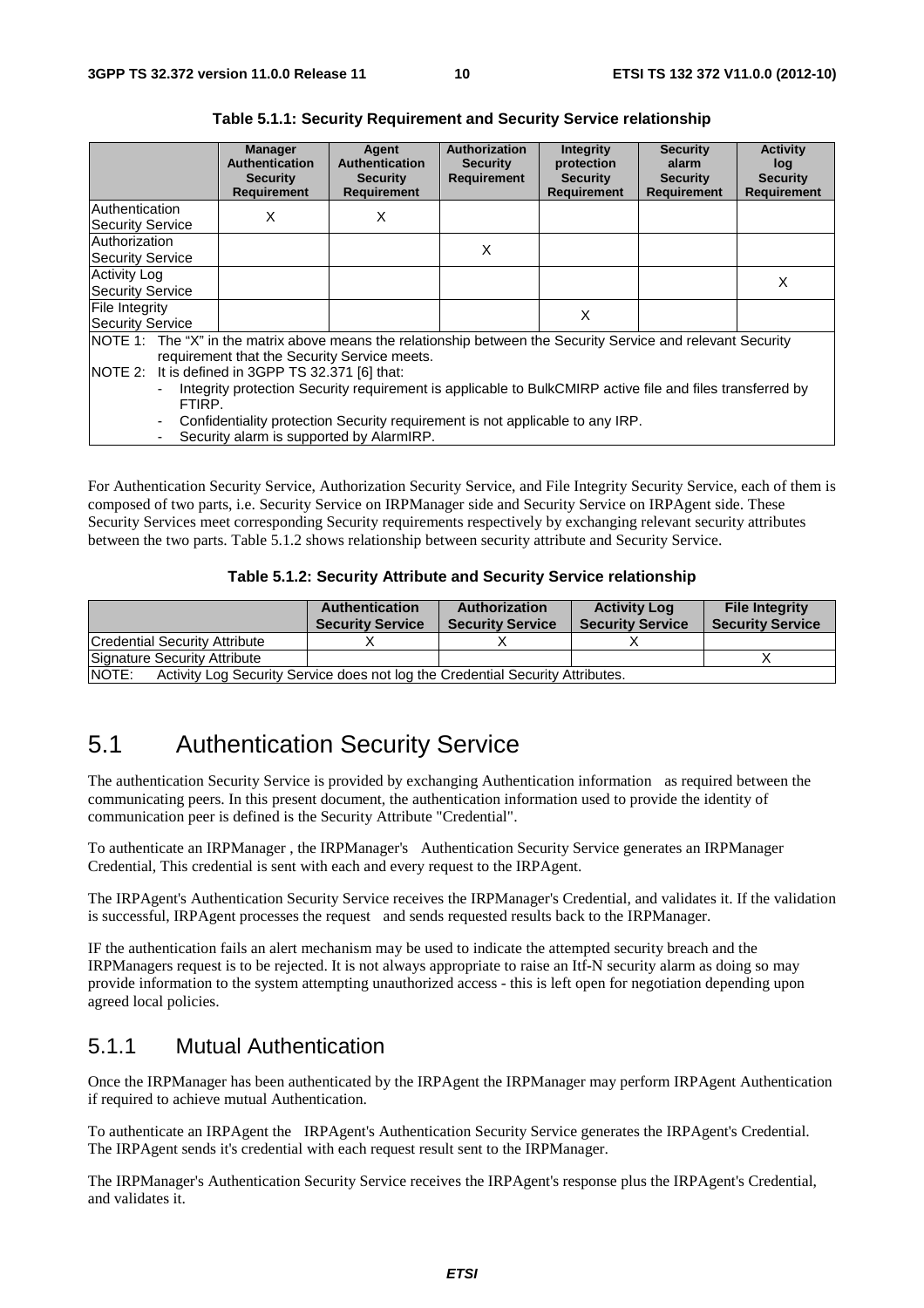**Table 5.1.1: Security Requirement and Security Service relationship**

| | Manager Authentication Security Requirement | Agent Authentication Security Requirement | Authorization Security Requirement | Integrity protection Security Requirement | Security alarm Security Requirement | Activity log Security Requirement |
|---|---|---|---|---|---|---|
| Authentication Security Service | X | X | | | | |
| Authorization Security Service | | | X | | | |
| Activity Log Security Service | | | | | | X |
| File Integrity Security Service | | | | X | | |
| NOTE 1: The "X" in the matrix above means the relationship between the Security Service and relevant Security requirement that the Security Service meets.<br>NOTE 2: It is defined in 3GPP TS 32.371 [6] that:<br>- Integrity protection Security requirement is applicable to BulkCMIRP active file and files transferred by FTIRP.<br>- Confidentiality protection Security requirement is not applicable to any IRP.<br>- Security alarm is supported by AlarmIRP. | | | | | | |

For Authentication Security Service, Authorization Security Service, and File Integrity Security Service, each of them is composed of two parts, i.e. Security Service on IRPManager side and Security Service on IRPAgent side. These Security Services meet corresponding Security requirements respectively by exchanging relevant security attributes between the two parts. Table 5.1.2 shows relationship between security attribute and Security Service.

**Table 5.1.2: Security Attribute and Security Service relationship**

| | Authentication Security Service | Authorization Security Service | Activity Log Security Service | File Integrity Security Service |
|---|---|---|---|---|
| Credential Security Attribute | X | X | X | |
| Signature Security Attribute | | | | X |
| NOTE: Activity Log Security Service does not log the Credential Security Attributes. | | | | |

# 5.1 Authentication Security Service

The authentication Security Service is provided by exchanging Authentication information as required between the communicating peers. In this present document, the authentication information used to provide the identity of communication peer is defined is the Security Attribute "Credential".

To authenticate an IRPManager , the IRPManager's Authentication Security Service generates an IRPManager Credential, This credential is sent with each and every request to the IRPAgent.

The IRPAgent's Authentication Security Service receives the IRPManager's Credential, and validates it. If the validation is successful, IRPAgent processes the request and sends requested results back to the IRPManager.

IF the authentication fails an alert mechanism may be used to indicate the attempted security breach and the IRPManagers request is to be rejected. It is not always appropriate to raise an Itf-N security alarm as doing so may provide information to the system attempting unauthorized access - this is left open for negotiation depending upon agreed local policies.

## 5.1.1 Mutual Authentication

Once the IRPManager has been authenticated by the IRPAgent the IRPManager may perform IRPAgent Authentication if required to achieve mutual Authentication.

To authenticate an IRPAgent the IRPAgent's Authentication Security Service generates the IRPAgent's Credential. The IRPAgent sends it's credential with each request result sent to the IRPManager.

The IRPManager's Authentication Security Service receives the IRPAgent's response plus the IRPAgent's Credential, and validates it.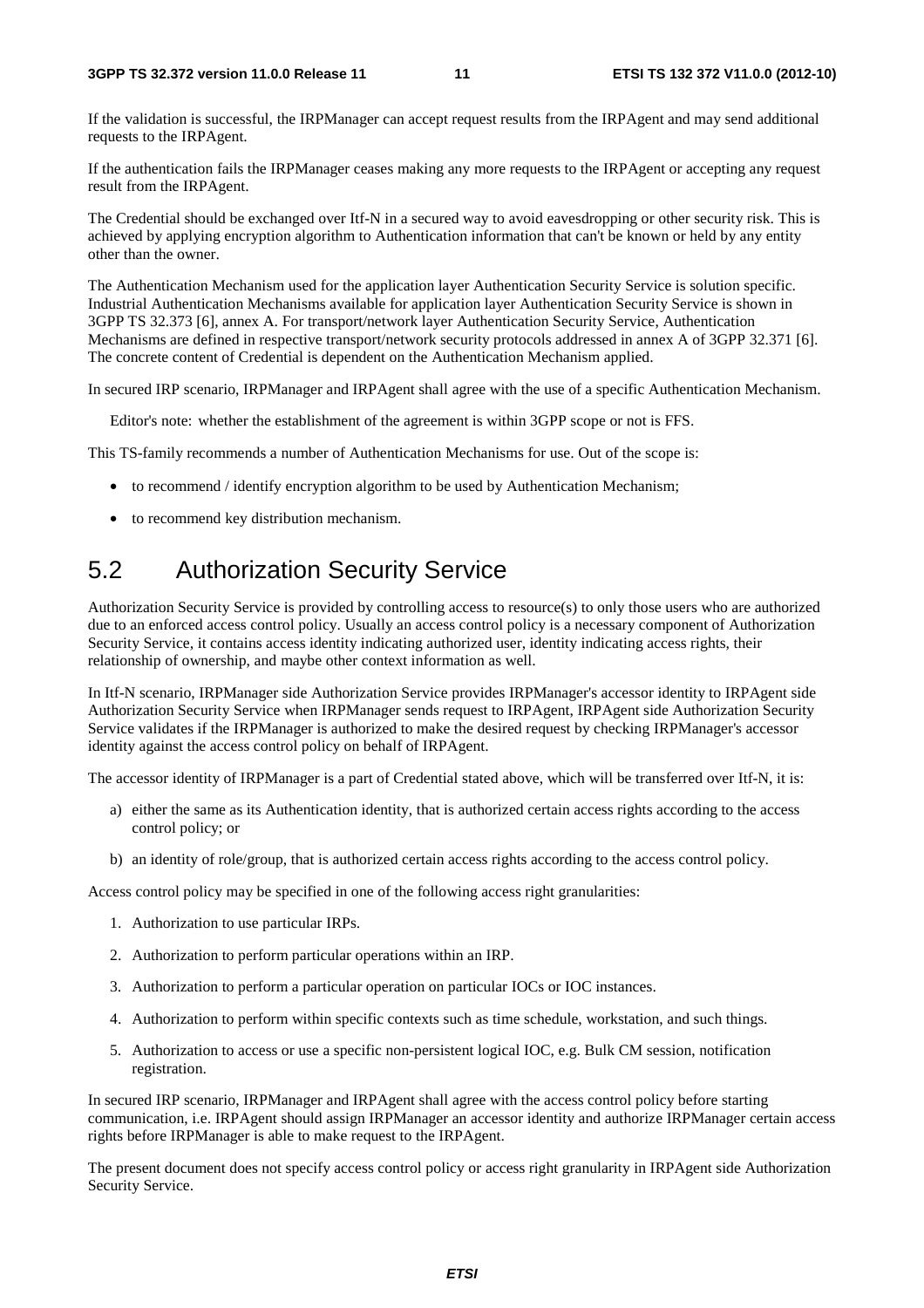If the validation is successful, the IRPManager can accept request results from the IRPAgent and may send additional requests to the IRPAgent.

If the authentication fails the IRPManager ceases making any more requests to the IRPAgent or accepting any request result from the IRPAgent.

The Credential should be exchanged over Itf-N in a secured way to avoid eavesdropping or other security risk. This is achieved by applying encryption algorithm to Authentication information that can't be known or held by any entity other than the owner.

The Authentication Mechanism used for the application layer Authentication Security Service is solution specific. Industrial Authentication Mechanisms available for application layer Authentication Security Service is shown in 3GPP TS 32.373 [6], annex A. For transport/network layer Authentication Security Service, Authentication Mechanisms are defined in respective transport/network security protocols addressed in annex A of 3GPP 32.371 [6]. The concrete content of Credential is dependent on the Authentication Mechanism applied.

In secured IRP scenario, IRPManager and IRPAgent shall agree with the use of a specific Authentication Mechanism.

Editor's note: whether the establishment of the agreement is within 3GPP scope or not is FFS.

This TS-family recommends a number of Authentication Mechanisms for use. Out of the scope is:

- to recommend / identify encryption algorithm to be used by Authentication Mechanism;
- to recommend key distribution mechanism.

## 5.2 Authorization Security Service

Authorization Security Service is provided by controlling access to resource(s) to only those users who are authorized due to an enforced access control policy. Usually an access control policy is a necessary component of Authorization Security Service, it contains access identity indicating authorized user, identity indicating access rights, their relationship of ownership, and maybe other context information as well.

In Itf-N scenario, IRPManager side Authorization Service provides IRPManager's accessor identity to IRPAgent side Authorization Security Service when IRPManager sends request to IRPAgent, IRPAgent side Authorization Security Service validates if the IRPManager is authorized to make the desired request by checking IRPManager's accessor identity against the access control policy on behalf of IRPAgent.

The accessor identity of IRPManager is a part of Credential stated above, which will be transferred over Itf-N, it is:

a) either the same as its Authentication identity, that is authorized certain access rights according to the access control policy; or

b) an identity of role/group, that is authorized certain access rights according to the access control policy.

Access control policy may be specified in one of the following access right granularities:

1. Authorization to use particular IRPs.
2. Authorization to perform particular operations within an IRP.
3. Authorization to perform a particular operation on particular IOCs or IOC instances.
4. Authorization to perform within specific contexts such as time schedule, workstation, and such things.
5. Authorization to access or use a specific non-persistent logical IOC, e.g. Bulk CM session, notification registration.

In secured IRP scenario, IRPManager and IRPAgent shall agree with the access control policy before starting communication, i.e. IRPAgent should assign IRPManager an accessor identity and authorize IRPManager certain access rights before IRPManager is able to make request to the IRPAgent.

The present document does not specify access control policy or access right granularity in IRPAgent side Authorization Security Service.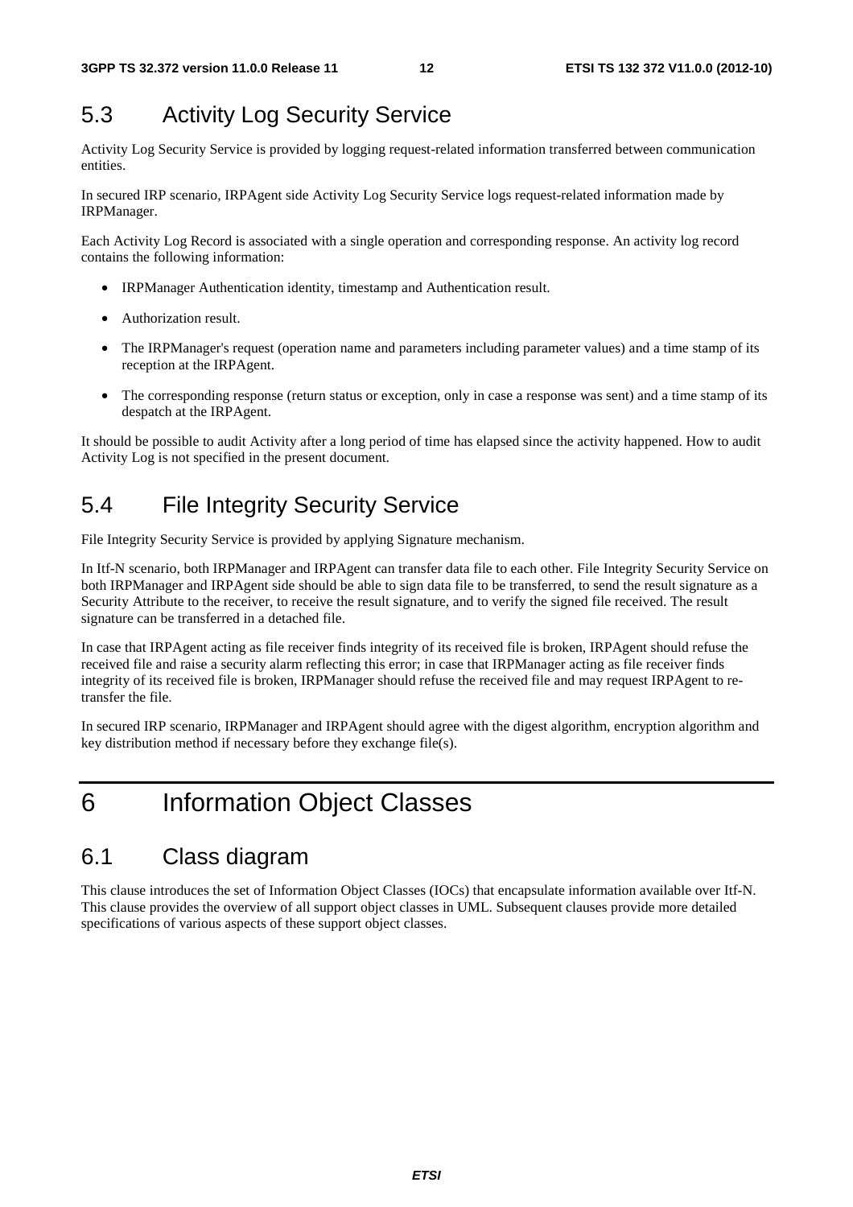## 5.3 Activity Log Security Service

Activity Log Security Service is provided by logging request-related information transferred between communication entities.

In secured IRP scenario, IRPAgent side Activity Log Security Service logs request-related information made by IRPManager.

Each Activity Log Record is associated with a single operation and corresponding response. An activity log record contains the following information:

- IRPManager Authentication identity, timestamp and Authentication result.
- Authorization result.
- The IRPManager's request (operation name and parameters including parameter values) and a time stamp of its reception at the IRPAgent.
- The corresponding response (return status or exception, only in case a response was sent) and a time stamp of its despatch at the IRPAgent.

It should be possible to audit Activity after a long period of time has elapsed since the activity happened. How to audit Activity Log is not specified in the present document.

## 5.4 File Integrity Security Service

File Integrity Security Service is provided by applying Signature mechanism.

In Itf-N scenario, both IRPManager and IRPAgent can transfer data file to each other. File Integrity Security Service on both IRPManager and IRPAgent side should be able to sign data file to be transferred, to send the result signature as a Security Attribute to the receiver, to receive the result signature, and to verify the signed file received. The result signature can be transferred in a detached file.

In case that IRPAgent acting as file receiver finds integrity of its received file is broken, IRPAgent should refuse the received file and raise a security alarm reflecting this error; in case that IRPManager acting as file receiver finds integrity of its received file is broken, IRPManager should refuse the received file and may request IRPAgent to re-transfer the file.

In secured IRP scenario, IRPManager and IRPAgent should agree with the digest algorithm, encryption algorithm and key distribution method if necessary before they exchange file(s).

# 6 Information Object Classes

## 6.1 Class diagram

This clause introduces the set of Information Object Classes (IOCs) that encapsulate information available over Itf-N. This clause provides the overview of all support object classes in UML. Subsequent clauses provide more detailed specifications of various aspects of these support object classes.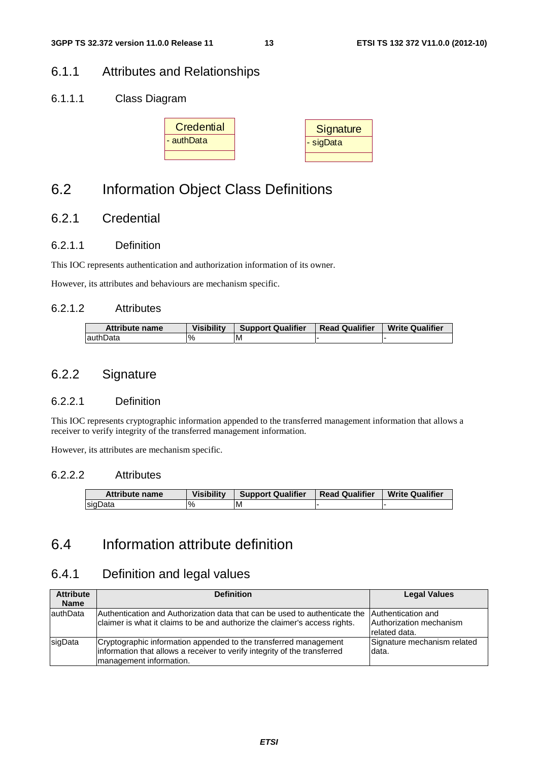## 6.1.1 Attributes and Relationships

### 6.1.1.1 Class Diagram

| Credential |
| --- |
| - authData |
| |

| Signature |
| --- |
| - sigData |
| |

# 6.2 Information Object Class Definitions

## 6.2.1 Credential

### 6.2.1.1 Definition

This IOC represents authentication and authorization information of its owner.

However, its attributes and behaviours are mechanism specific.

### 6.2.1.2 Attributes

| Attribute name | Visibility | Support Qualifier | Read Qualifier | Write Qualifier |
| --- | --- | --- | --- | --- |
| authData | % | M | - | - |

## 6.2.2 Signature

### 6.2.2.1 Definition

This IOC represents cryptographic information appended to the transferred management information that allows a receiver to verify integrity of the transferred management information.

However, its attributes are mechanism specific.

### 6.2.2.2 Attributes

| Attribute name | Visibility | Support Qualifier | Read Qualifier | Write Qualifier |
| --- | --- | --- | --- | --- |
| sigData | % | M | - | - |

# 6.4 Information attribute definition

## 6.4.1 Definition and legal values

| Attribute Name | Definition | Legal Values |
| --- | --- | --- |
| authData | Authentication and Authorization data that can be used to authenticate the claimer is what it claims to be and authorize the claimer's access rights. | Authentication and Authorization mechanism related data. |
| sigData | Cryptographic information appended to the transferred management information that allows a receiver to verify integrity of the transferred management information. | Signature mechanism related data. |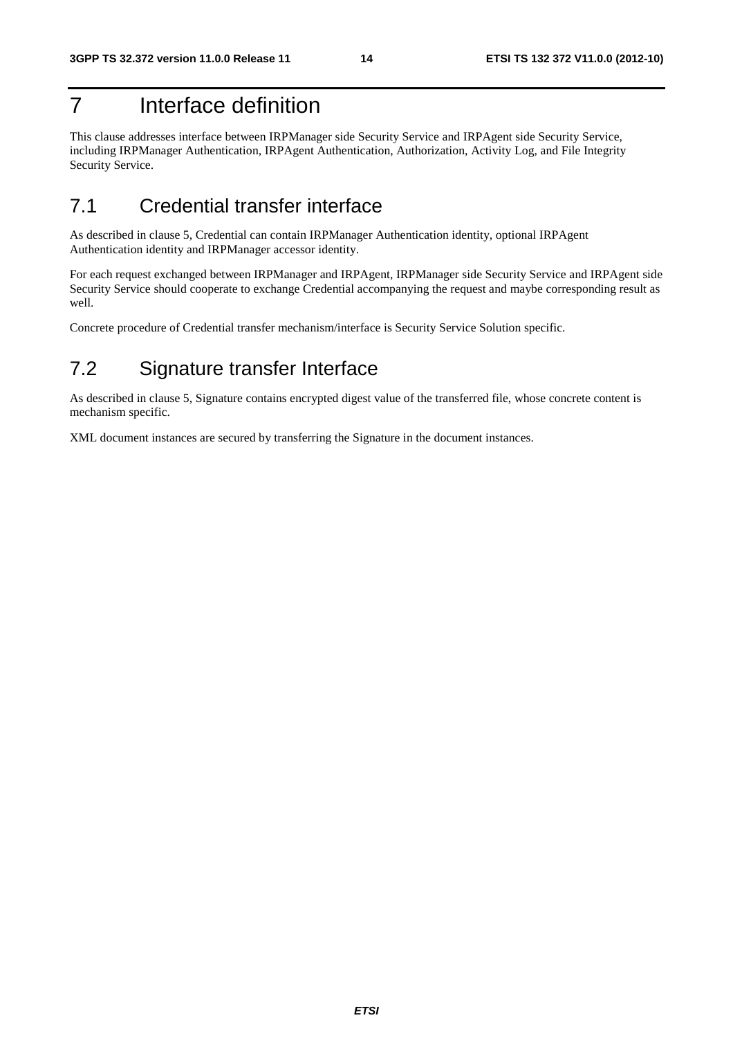# 7 Interface definition

This clause addresses interface between IRPManager side Security Service and IRPAgent side Security Service, including IRPManager Authentication, IRPAgent Authentication, Authorization, Activity Log, and File Integrity Security Service.

## 7.1 Credential transfer interface

As described in clause 5, Credential can contain IRPManager Authentication identity, optional IRPAgent Authentication identity and IRPManager accessor identity.

For each request exchanged between IRPManager and IRPAgent, IRPManager side Security Service and IRPAgent side Security Service should cooperate to exchange Credential accompanying the request and maybe corresponding result as well.

Concrete procedure of Credential transfer mechanism/interface is Security Service Solution specific.

## 7.2 Signature transfer Interface

As described in clause 5, Signature contains encrypted digest value of the transferred file, whose concrete content is mechanism specific.

XML document instances are secured by transferring the Signature in the document instances.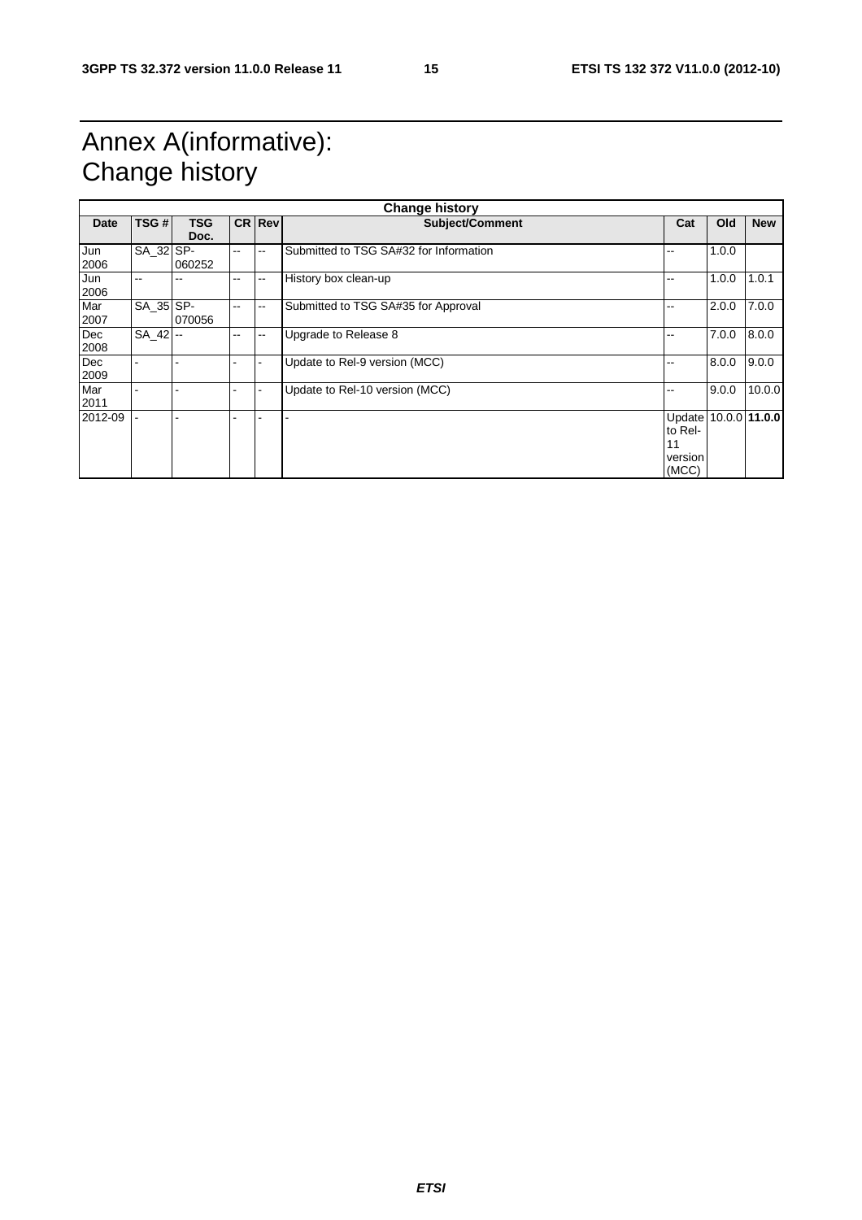# Annex A(informative): Change history

| Change history | | | | | | | | |
|---|---|---|---|---|---|---|---|---|
| **Date** | **TSG #** | **TSG Doc.** | **CR** | **Rev** | **Subject/Comment** | **Cat** | **Old** | **New** |
| Jun 2006 | SA_32 | SP-060252 | -- | -- | Submitted to TSG SA#32 for Information | -- | 1.0.0 | |
| Jun 2006 | -- | -- | -- | -- | History box clean-up | -- | 1.0.0 | 1.0.1 |
| Mar 2007 | SA_35 | SP-070056 | -- | -- | Submitted to TSG SA#35 for Approval | -- | 2.0.0 | 7.0.0 |
| Dec 2008 | SA_42 | -- | -- | -- | Upgrade to Release 8 | -- | 7.0.0 | 8.0.0 |
| Dec 2009 | - | - | - | - | Update to Rel-9 version (MCC) | -- | 8.0.0 | 9.0.0 |
| Mar 2011 | - | - | - | - | Update to Rel-10 version (MCC) | -- | 9.0.0 | 10.0.0 |
| 2012-09 | - | - | - | - | - | Update to Rel-11 version (MCC) | 10.0.0 | **11.0.0** |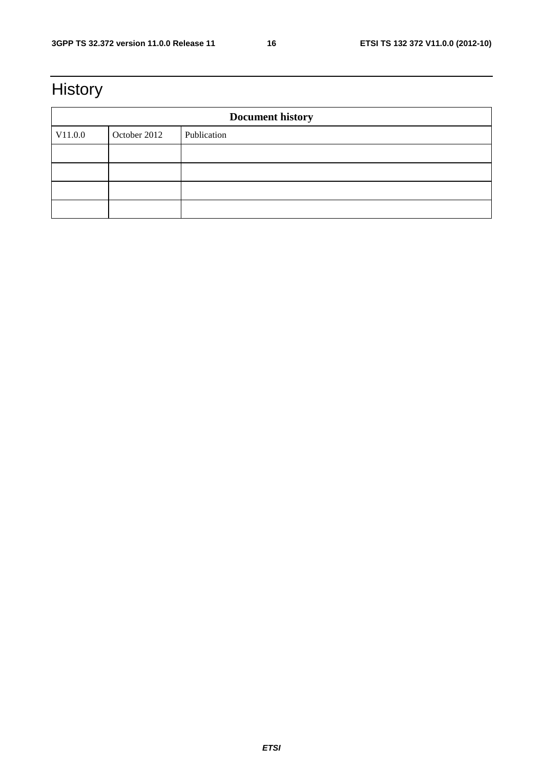# History

| Document history | | |
|---|---|---|
| V11.0.0 | October 2012 | Publication |
| | | |
| | | |
| | | |
| | | |